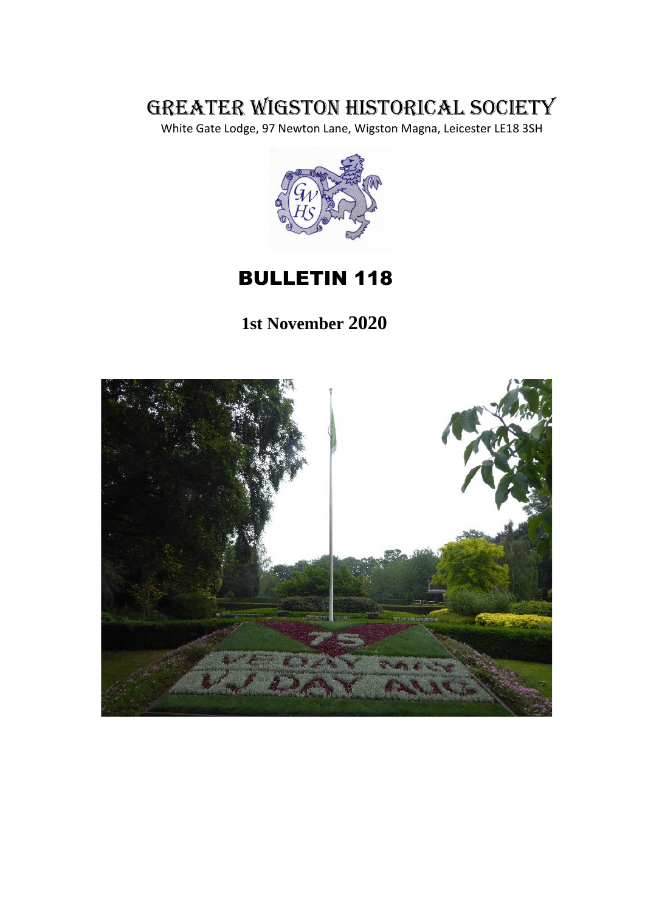# GREATER WIGSTON HISTORICAL SOCIETY

White Gate Lodge, 97 Newton Lane, Wigston Magna, Leicester LE18 3SH

## BULLETIN 118

**1st November 2020**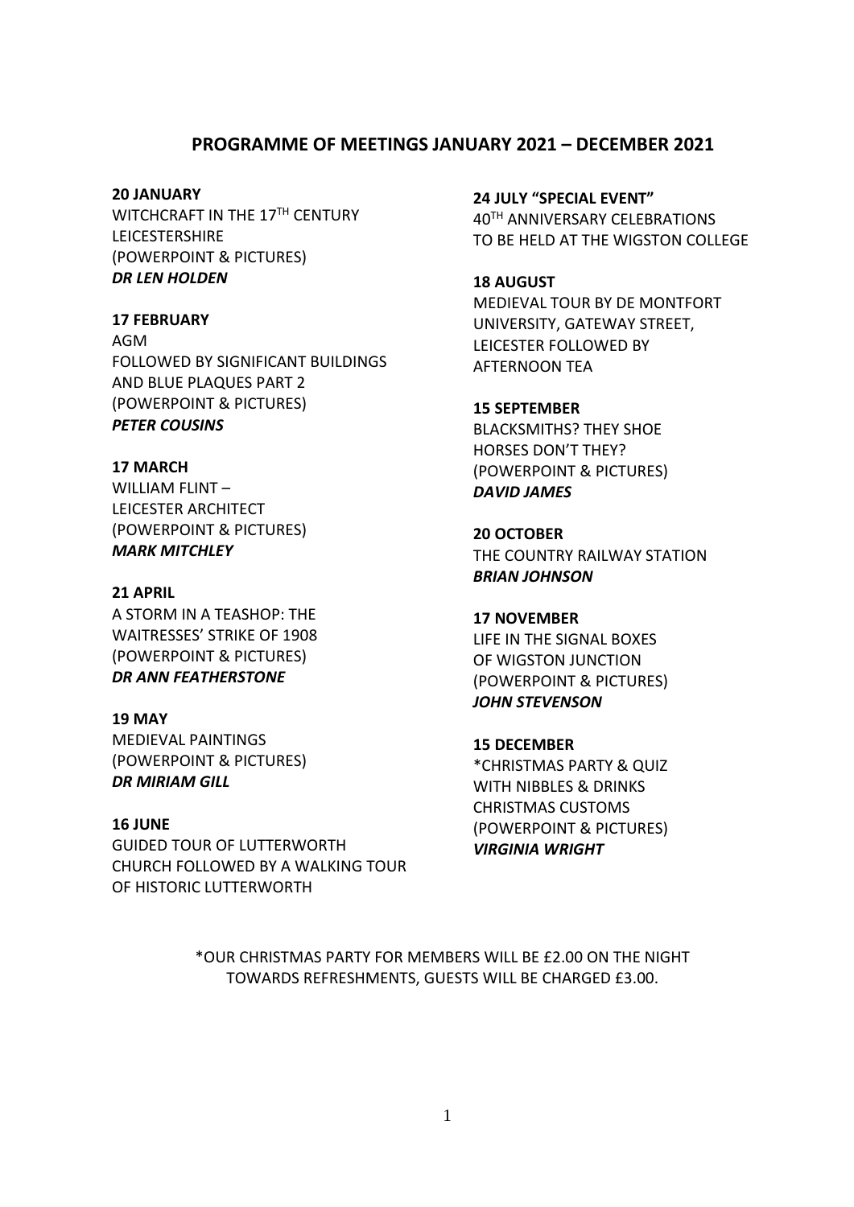## PROGRAMME OF MEETINGS JANUARY 2021 – DECEMBER 2021

**20 JANUARY**
WITCHCRAFT IN THE 17TH CENTURY LEICESTERSHIRE
(POWERPOINT & PICTURES)
***DR LEN HOLDEN***

**17 FEBRUARY**
AGM
FOLLOWED BY SIGNIFICANT BUILDINGS AND BLUE PLAQUES PART 2
(POWERPOINT & PICTURES)
***PETER COUSINS***

**17 MARCH**
WILLIAM FLINT – LEICESTER ARCHITECT
(POWERPOINT & PICTURES)
***MARK MITCHLEY***

**21 APRIL**
A STORM IN A TEASHOP: THE WAITRESSES' STRIKE OF 1908
(POWERPOINT & PICTURES)
***DR ANN FEATHERSTONE***

**19 MAY**
MEDIEVAL PAINTINGS
(POWERPOINT & PICTURES)
***DR MIRIAM GILL***

**16 JUNE**
GUIDED TOUR OF LUTTERWORTH CHURCH FOLLOWED BY A WALKING TOUR OF HISTORIC LUTTERWORTH

**24 JULY "SPECIAL EVENT"**
40TH ANNIVERSARY CELEBRATIONS TO BE HELD AT THE WIGSTON COLLEGE

**18 AUGUST**
MEDIEVAL TOUR BY DE MONTFORT UNIVERSITY, GATEWAY STREET, LEICESTER FOLLOWED BY AFTERNOON TEA

**15 SEPTEMBER**
BLACKSMITHS? THEY SHOE HORSES DON'T THEY?
(POWERPOINT & PICTURES)
***DAVID JAMES***

**20 OCTOBER**
THE COUNTRY RAILWAY STATION
***BRIAN JOHNSON***

**17 NOVEMBER**
LIFE IN THE SIGNAL BOXES OF WIGSTON JUNCTION
(POWERPOINT & PICTURES)
***JOHN STEVENSON***

**15 DECEMBER**
*CHRISTMAS PARTY & QUIZ WITH NIBBLES & DRINKS
CHRISTMAS CUSTOMS
(POWERPOINT & PICTURES)
***VIRGINIA WRIGHT***

*OUR CHRISTMAS PARTY FOR MEMBERS WILL BE £2.00 ON THE NIGHT TOWARDS REFRESHMENTS, GUESTS WILL BE CHARGED £3.00.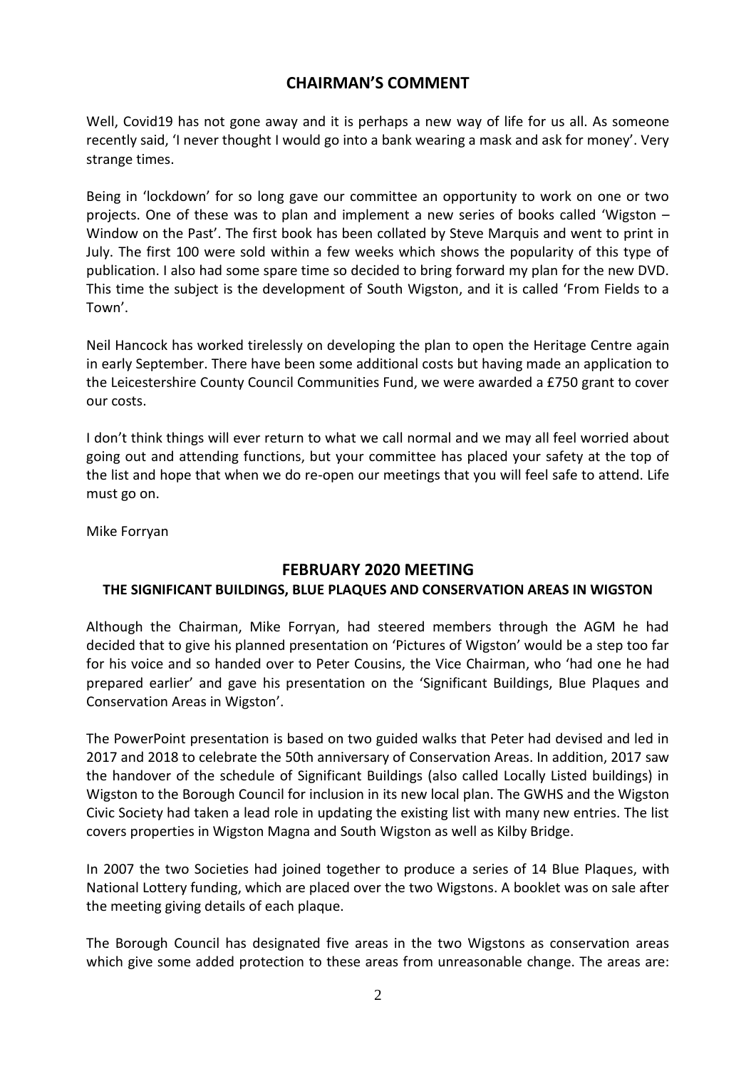## CHAIRMAN'S COMMENT

Well, Covid19 has not gone away and it is perhaps a new way of life for us all. As someone recently said, 'I never thought I would go into a bank wearing a mask and ask for money'. Very strange times.

Being in 'lockdown' for so long gave our committee an opportunity to work on one or two projects. One of these was to plan and implement a new series of books called 'Wigston – Window on the Past'. The first book has been collated by Steve Marquis and went to print in July. The first 100 were sold within a few weeks which shows the popularity of this type of publication. I also had some spare time so decided to bring forward my plan for the new DVD. This time the subject is the development of South Wigston, and it is called 'From Fields to a Town'.

Neil Hancock has worked tirelessly on developing the plan to open the Heritage Centre again in early September. There have been some additional costs but having made an application to the Leicestershire County Council Communities Fund, we were awarded a £750 grant to cover our costs.

I don't think things will ever return to what we call normal and we may all feel worried about going out and attending functions, but your committee has placed your safety at the top of the list and hope that when we do re-open our meetings that you will feel safe to attend. Life must go on.

Mike Forryan

## FEBRUARY 2020 MEETING

### THE SIGNIFICANT BUILDINGS, BLUE PLAQUES AND CONSERVATION AREAS IN WIGSTON

Although the Chairman, Mike Forryan, had steered members through the AGM he had decided that to give his planned presentation on 'Pictures of Wigston' would be a step too far for his voice and so handed over to Peter Cousins, the Vice Chairman, who 'had one he had prepared earlier' and gave his presentation on the 'Significant Buildings, Blue Plaques and Conservation Areas in Wigston'.

The PowerPoint presentation is based on two guided walks that Peter had devised and led in 2017 and 2018 to celebrate the 50th anniversary of Conservation Areas. In addition, 2017 saw the handover of the schedule of Significant Buildings (also called Locally Listed buildings) in Wigston to the Borough Council for inclusion in its new local plan. The GWHS and the Wigston Civic Society had taken a lead role in updating the existing list with many new entries. The list covers properties in Wigston Magna and South Wigston as well as Kilby Bridge.

In 2007 the two Societies had joined together to produce a series of 14 Blue Plaques, with National Lottery funding, which are placed over the two Wigstons. A booklet was on sale after the meeting giving details of each plaque.

The Borough Council has designated five areas in the two Wigstons as conservation areas which give some added protection to these areas from unreasonable change. The areas are: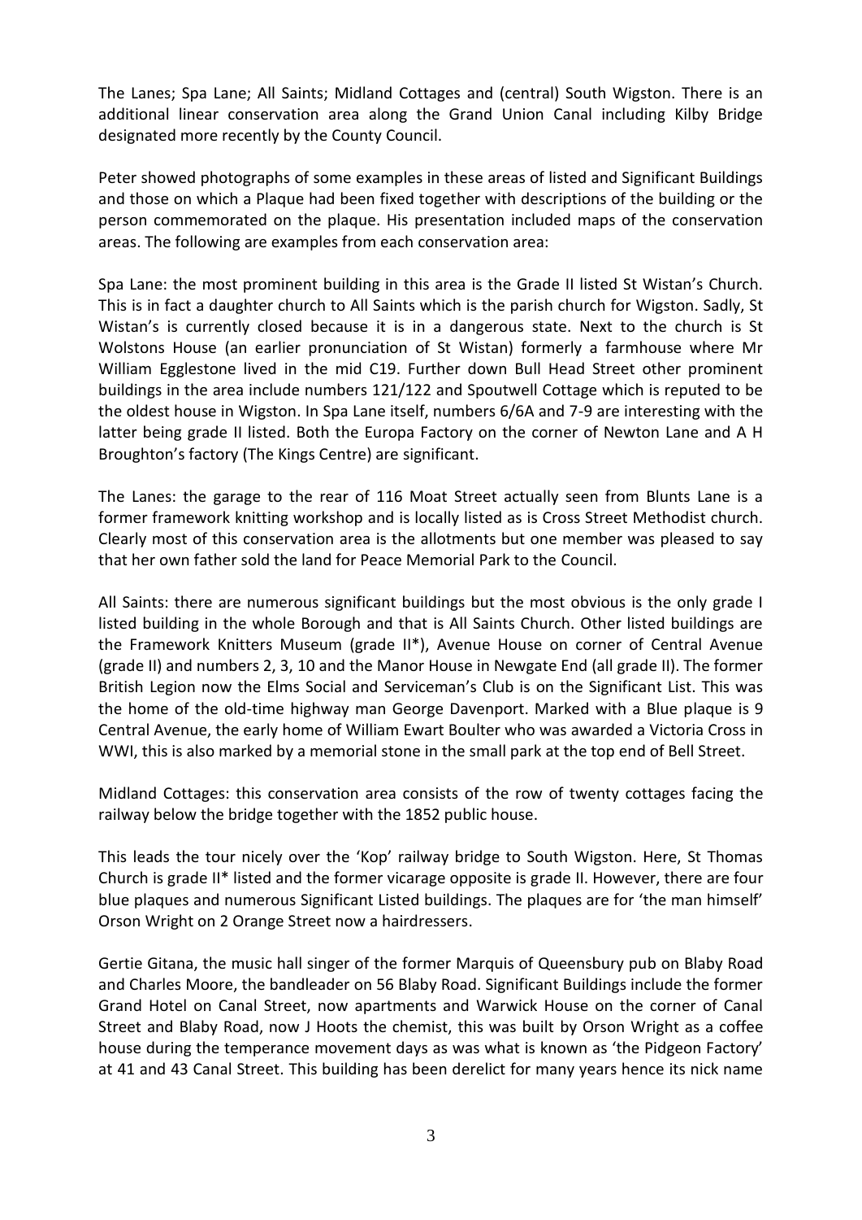The Lanes; Spa Lane; All Saints; Midland Cottages and (central) South Wigston. There is an additional linear conservation area along the Grand Union Canal including Kilby Bridge designated more recently by the County Council.

Peter showed photographs of some examples in these areas of listed and Significant Buildings and those on which a Plaque had been fixed together with descriptions of the building or the person commemorated on the plaque. His presentation included maps of the conservation areas. The following are examples from each conservation area:

Spa Lane: the most prominent building in this area is the Grade II listed St Wistan's Church. This is in fact a daughter church to All Saints which is the parish church for Wigston. Sadly, St Wistan's is currently closed because it is in a dangerous state. Next to the church is St Wolstons House (an earlier pronunciation of St Wistan) formerly a farmhouse where Mr William Egglestone lived in the mid C19. Further down Bull Head Street other prominent buildings in the area include numbers 121/122 and Spoutwell Cottage which is reputed to be the oldest house in Wigston. In Spa Lane itself, numbers 6/6A and 7-9 are interesting with the latter being grade II listed. Both the Europa Factory on the corner of Newton Lane and A H Broughton's factory (The Kings Centre) are significant.

The Lanes: the garage to the rear of 116 Moat Street actually seen from Blunts Lane is a former framework knitting workshop and is locally listed as is Cross Street Methodist church. Clearly most of this conservation area is the allotments but one member was pleased to say that her own father sold the land for Peace Memorial Park to the Council.

All Saints: there are numerous significant buildings but the most obvious is the only grade I listed building in the whole Borough and that is All Saints Church. Other listed buildings are the Framework Knitters Museum (grade II*), Avenue House on corner of Central Avenue (grade II) and numbers 2, 3, 10 and the Manor House in Newgate End (all grade II). The former British Legion now the Elms Social and Serviceman's Club is on the Significant List. This was the home of the old-time highway man George Davenport. Marked with a Blue plaque is 9 Central Avenue, the early home of William Ewart Boulter who was awarded a Victoria Cross in WWI, this is also marked by a memorial stone in the small park at the top end of Bell Street.

Midland Cottages: this conservation area consists of the row of twenty cottages facing the railway below the bridge together with the 1852 public house.

This leads the tour nicely over the 'Kop' railway bridge to South Wigston. Here, St Thomas Church is grade II* listed and the former vicarage opposite is grade II. However, there are four blue plaques and numerous Significant Listed buildings. The plaques are for 'the man himself' Orson Wright on 2 Orange Street now a hairdressers.

Gertie Gitana, the music hall singer of the former Marquis of Queensbury pub on Blaby Road and Charles Moore, the bandleader on 56 Blaby Road. Significant Buildings include the former Grand Hotel on Canal Street, now apartments and Warwick House on the corner of Canal Street and Blaby Road, now J Hoots the chemist, this was built by Orson Wright as a coffee house during the temperance movement days as was what is known as 'the Pidgeon Factory' at 41 and 43 Canal Street. This building has been derelict for many years hence its nick name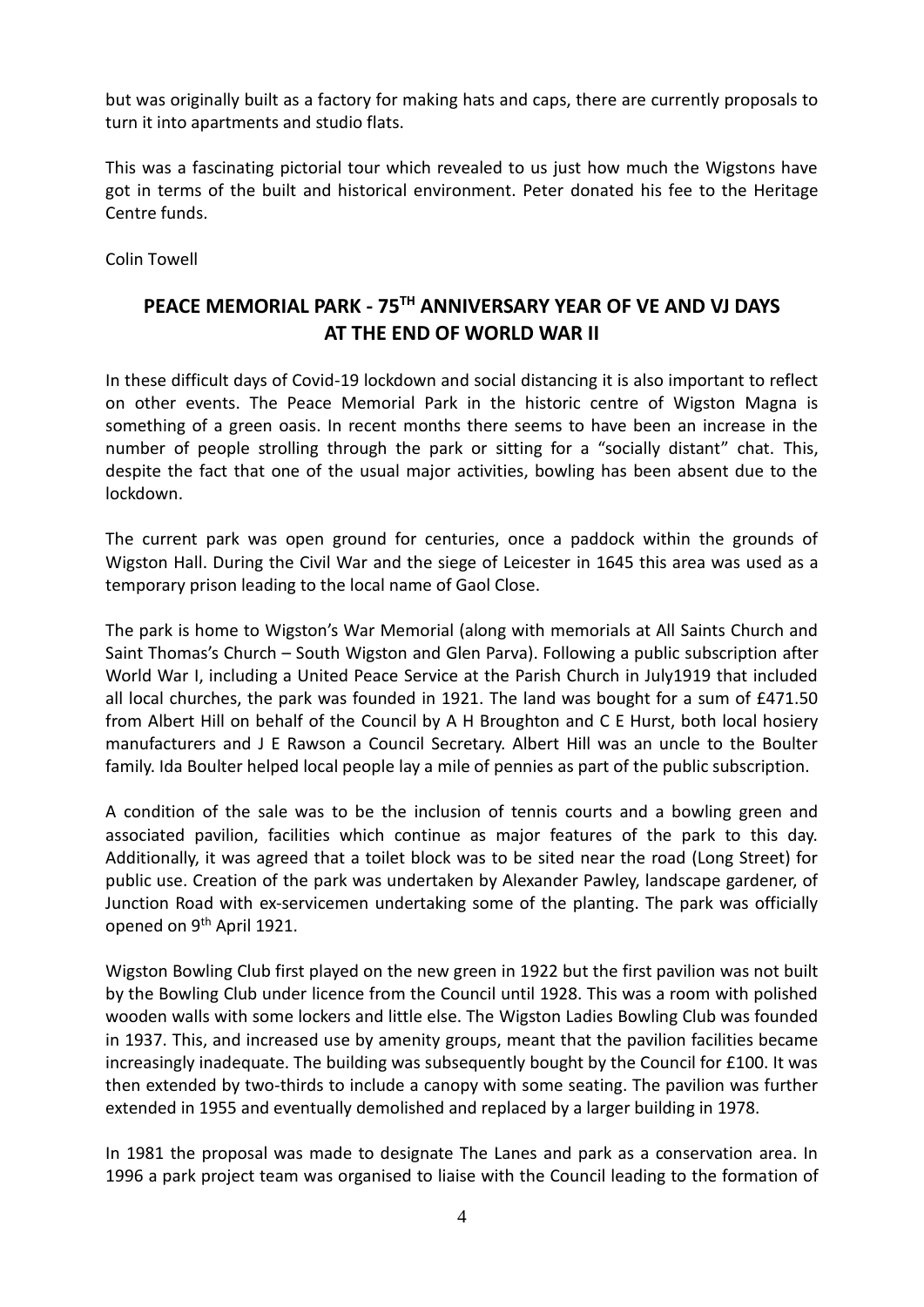but was originally built as a factory for making hats and caps, there are currently proposals to turn it into apartments and studio flats.

This was a fascinating pictorial tour which revealed to us just how much the Wigstons have got in terms of the built and historical environment. Peter donated his fee to the Heritage Centre funds.

Colin Towell

## PEACE MEMORIAL PARK - 75TH ANNIVERSARY YEAR OF VE AND VJ DAYS AT THE END OF WORLD WAR II

In these difficult days of Covid-19 lockdown and social distancing it is also important to reflect on other events. The Peace Memorial Park in the historic centre of Wigston Magna is something of a green oasis. In recent months there seems to have been an increase in the number of people strolling through the park or sitting for a "socially distant" chat. This, despite the fact that one of the usual major activities, bowling has been absent due to the lockdown.

The current park was open ground for centuries, once a paddock within the grounds of Wigston Hall. During the Civil War and the siege of Leicester in 1645 this area was used as a temporary prison leading to the local name of Gaol Close.

The park is home to Wigston's War Memorial (along with memorials at All Saints Church and Saint Thomas's Church – South Wigston and Glen Parva). Following a public subscription after World War I, including a United Peace Service at the Parish Church in July1919 that included all local churches, the park was founded in 1921. The land was bought for a sum of £471.50 from Albert Hill on behalf of the Council by A H Broughton and C E Hurst, both local hosiery manufacturers and J E Rawson a Council Secretary. Albert Hill was an uncle to the Boulter family. Ida Boulter helped local people lay a mile of pennies as part of the public subscription.

A condition of the sale was to be the inclusion of tennis courts and a bowling green and associated pavilion, facilities which continue as major features of the park to this day. Additionally, it was agreed that a toilet block was to be sited near the road (Long Street) for public use. Creation of the park was undertaken by Alexander Pawley, landscape gardener, of Junction Road with ex-servicemen undertaking some of the planting. The park was officially opened on 9th April 1921.

Wigston Bowling Club first played on the new green in 1922 but the first pavilion was not built by the Bowling Club under licence from the Council until 1928. This was a room with polished wooden walls with some lockers and little else. The Wigston Ladies Bowling Club was founded in 1937. This, and increased use by amenity groups, meant that the pavilion facilities became increasingly inadequate. The building was subsequently bought by the Council for £100. It was then extended by two-thirds to include a canopy with some seating. The pavilion was further extended in 1955 and eventually demolished and replaced by a larger building in 1978.

In 1981 the proposal was made to designate The Lanes and park as a conservation area. In 1996 a park project team was organised to liaise with the Council leading to the formation of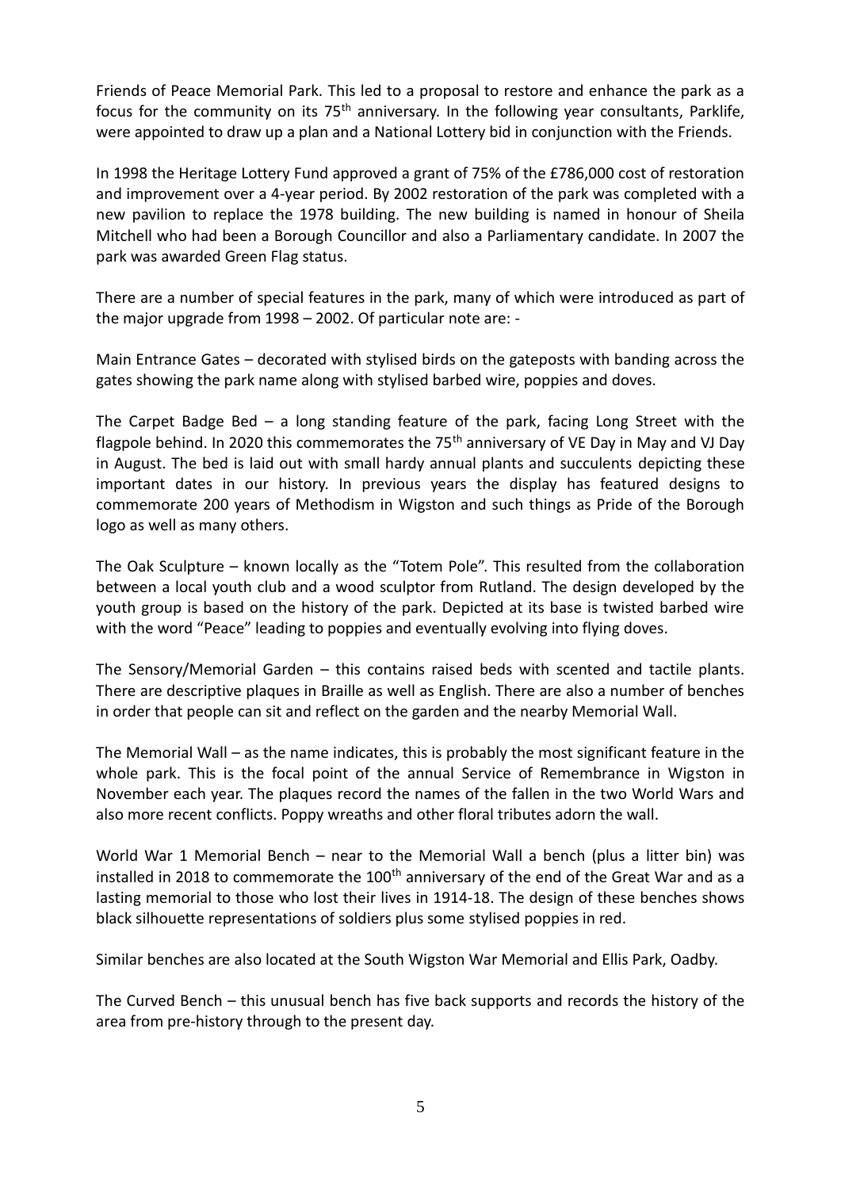Friends of Peace Memorial Park. This led to a proposal to restore and enhance the park as a focus for the community on its 75th anniversary. In the following year consultants, Parklife, were appointed to draw up a plan and a National Lottery bid in conjunction with the Friends.

In 1998 the Heritage Lottery Fund approved a grant of 75% of the £786,000 cost of restoration and improvement over a 4-year period. By 2002 restoration of the park was completed with a new pavilion to replace the 1978 building. The new building is named in honour of Sheila Mitchell who had been a Borough Councillor and also a Parliamentary candidate. In 2007 the park was awarded Green Flag status.

There are a number of special features in the park, many of which were introduced as part of the major upgrade from 1998 – 2002. Of particular note are: -

Main Entrance Gates – decorated with stylised birds on the gateposts with banding across the gates showing the park name along with stylised barbed wire, poppies and doves.

The Carpet Badge Bed – a long standing feature of the park, facing Long Street with the flagpole behind. In 2020 this commemorates the 75th anniversary of VE Day in May and VJ Day in August. The bed is laid out with small hardy annual plants and succulents depicting these important dates in our history. In previous years the display has featured designs to commemorate 200 years of Methodism in Wigston and such things as Pride of the Borough logo as well as many others.

The Oak Sculpture – known locally as the "Totem Pole". This resulted from the collaboration between a local youth club and a wood sculptor from Rutland. The design developed by the youth group is based on the history of the park. Depicted at its base is twisted barbed wire with the word "Peace" leading to poppies and eventually evolving into flying doves.

The Sensory/Memorial Garden – this contains raised beds with scented and tactile plants. There are descriptive plaques in Braille as well as English. There are also a number of benches in order that people can sit and reflect on the garden and the nearby Memorial Wall.

The Memorial Wall – as the name indicates, this is probably the most significant feature in the whole park. This is the focal point of the annual Service of Remembrance in Wigston in November each year. The plaques record the names of the fallen in the two World Wars and also more recent conflicts. Poppy wreaths and other floral tributes adorn the wall.

World War 1 Memorial Bench – near to the Memorial Wall a bench (plus a litter bin) was installed in 2018 to commemorate the 100th anniversary of the end of the Great War and as a lasting memorial to those who lost their lives in 1914-18. The design of these benches shows black silhouette representations of soldiers plus some stylised poppies in red.

Similar benches are also located at the South Wigston War Memorial and Ellis Park, Oadby.

The Curved Bench – this unusual bench has five back supports and records the history of the area from pre-history through to the present day.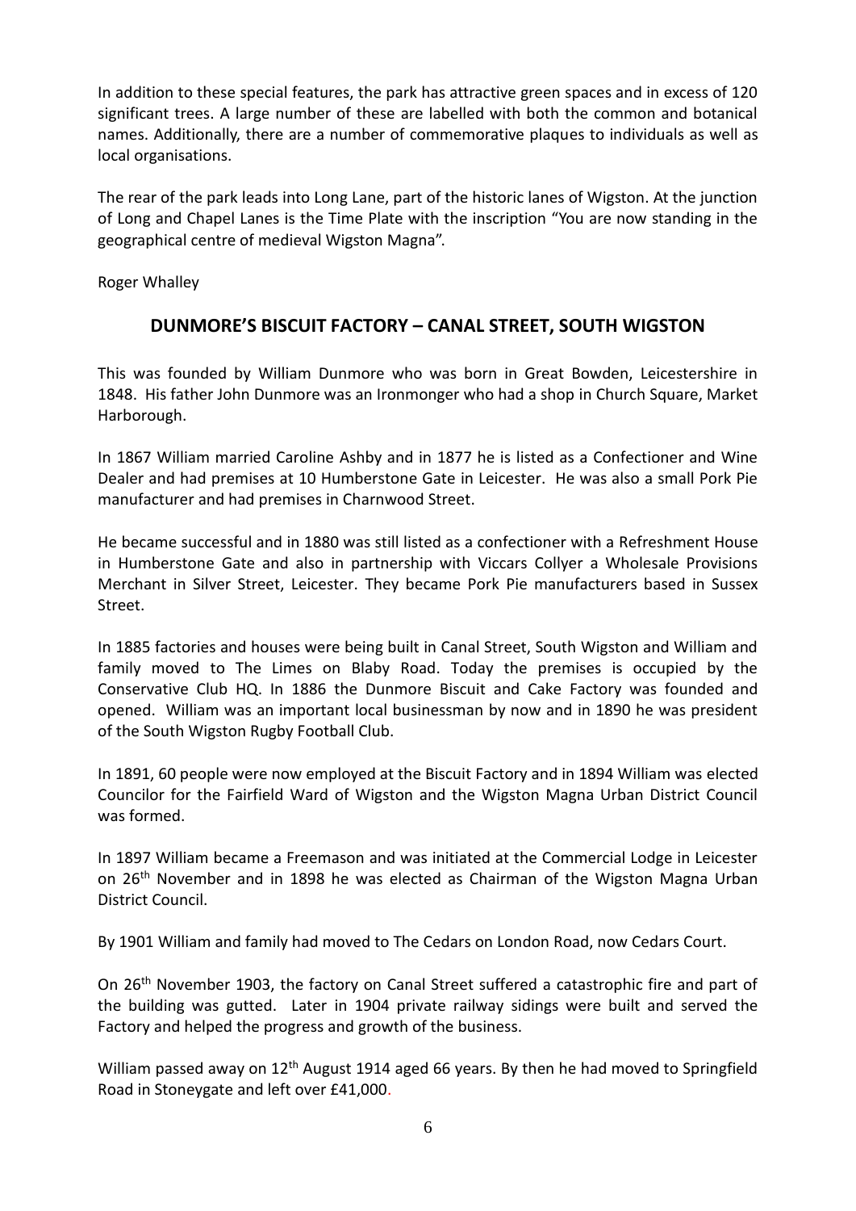In addition to these special features, the park has attractive green spaces and in excess of 120 significant trees. A large number of these are labelled with both the common and botanical names. Additionally, there are a number of commemorative plaques to individuals as well as local organisations.

The rear of the park leads into Long Lane, part of the historic lanes of Wigston. At the junction of Long and Chapel Lanes is the Time Plate with the inscription "You are now standing in the geographical centre of medieval Wigston Magna".

Roger Whalley

## DUNMORE'S BISCUIT FACTORY – CANAL STREET, SOUTH WIGSTON

This was founded by William Dunmore who was born in Great Bowden, Leicestershire in 1848. His father John Dunmore was an Ironmonger who had a shop in Church Square, Market Harborough.

In 1867 William married Caroline Ashby and in 1877 he is listed as a Confectioner and Wine Dealer and had premises at 10 Humberstone Gate in Leicester. He was also a small Pork Pie manufacturer and had premises in Charnwood Street.

He became successful and in 1880 was still listed as a confectioner with a Refreshment House in Humberstone Gate and also in partnership with Viccars Collyer a Wholesale Provisions Merchant in Silver Street, Leicester. They became Pork Pie manufacturers based in Sussex Street.

In 1885 factories and houses were being built in Canal Street, South Wigston and William and family moved to The Limes on Blaby Road. Today the premises is occupied by the Conservative Club HQ. In 1886 the Dunmore Biscuit and Cake Factory was founded and opened. William was an important local businessman by now and in 1890 he was president of the South Wigston Rugby Football Club.

In 1891, 60 people were now employed at the Biscuit Factory and in 1894 William was elected Councilor for the Fairfield Ward of Wigston and the Wigston Magna Urban District Council was formed.

In 1897 William became a Freemason and was initiated at the Commercial Lodge in Leicester on 26th November and in 1898 he was elected as Chairman of the Wigston Magna Urban District Council.

By 1901 William and family had moved to The Cedars on London Road, now Cedars Court.

On 26th November 1903, the factory on Canal Street suffered a catastrophic fire and part of the building was gutted. Later in 1904 private railway sidings were built and served the Factory and helped the progress and growth of the business.

William passed away on 12th August 1914 aged 66 years. By then he had moved to Springfield Road in Stoneygate and left over £41,000.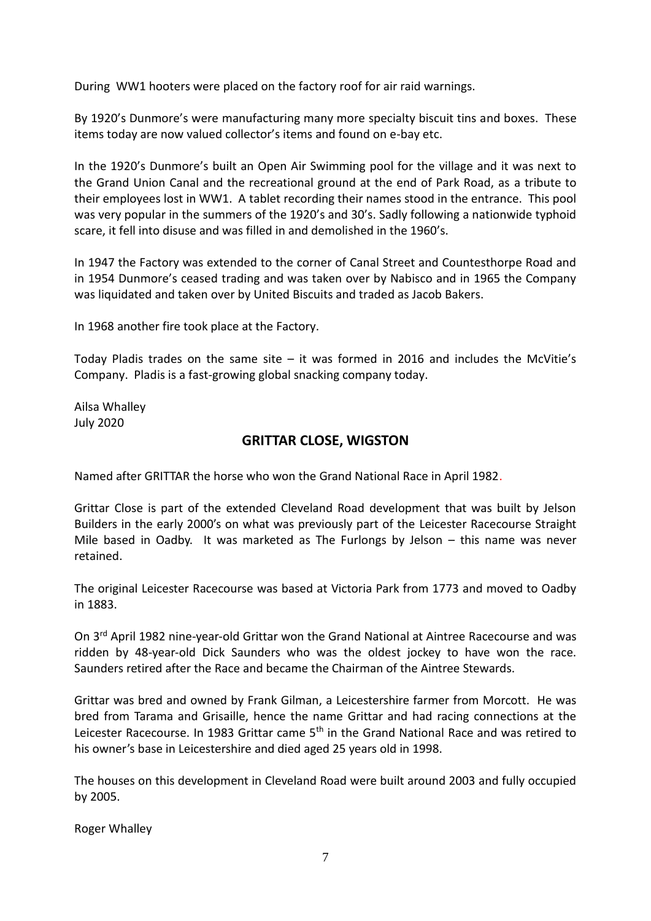During WW1 hooters were placed on the factory roof for air raid warnings.

By 1920's Dunmore's were manufacturing many more specialty biscuit tins and boxes. These items today are now valued collector's items and found on e-bay etc.

In the 1920's Dunmore's built an Open Air Swimming pool for the village and it was next to the Grand Union Canal and the recreational ground at the end of Park Road, as a tribute to their employees lost in WW1. A tablet recording their names stood in the entrance. This pool was very popular in the summers of the 1920's and 30's. Sadly following a nationwide typhoid scare, it fell into disuse and was filled in and demolished in the 1960's.

In 1947 the Factory was extended to the corner of Canal Street and Countesthorpe Road and in 1954 Dunmore's ceased trading and was taken over by Nabisco and in 1965 the Company was liquidated and taken over by United Biscuits and traded as Jacob Bakers.

In 1968 another fire took place at the Factory.

Today Pladis trades on the same site – it was formed in 2016 and includes the McVitie's Company. Pladis is a fast-growing global snacking company today.

Ailsa Whalley
July 2020

## GRITTAR CLOSE, WIGSTON

Named after GRITTAR the horse who won the Grand National Race in April 1982.

Grittar Close is part of the extended Cleveland Road development that was built by Jelson Builders in the early 2000's on what was previously part of the Leicester Racecourse Straight Mile based in Oadby. It was marketed as The Furlongs by Jelson – this name was never retained.

The original Leicester Racecourse was based at Victoria Park from 1773 and moved to Oadby in 1883.

On 3rd April 1982 nine-year-old Grittar won the Grand National at Aintree Racecourse and was ridden by 48-year-old Dick Saunders who was the oldest jockey to have won the race. Saunders retired after the Race and became the Chairman of the Aintree Stewards.

Grittar was bred and owned by Frank Gilman, a Leicestershire farmer from Morcott. He was bred from Tarama and Grisaille, hence the name Grittar and had racing connections at the Leicester Racecourse. In 1983 Grittar came 5th in the Grand National Race and was retired to his owner's base in Leicestershire and died aged 25 years old in 1998.

The houses on this development in Cleveland Road were built around 2003 and fully occupied by 2005.

Roger Whalley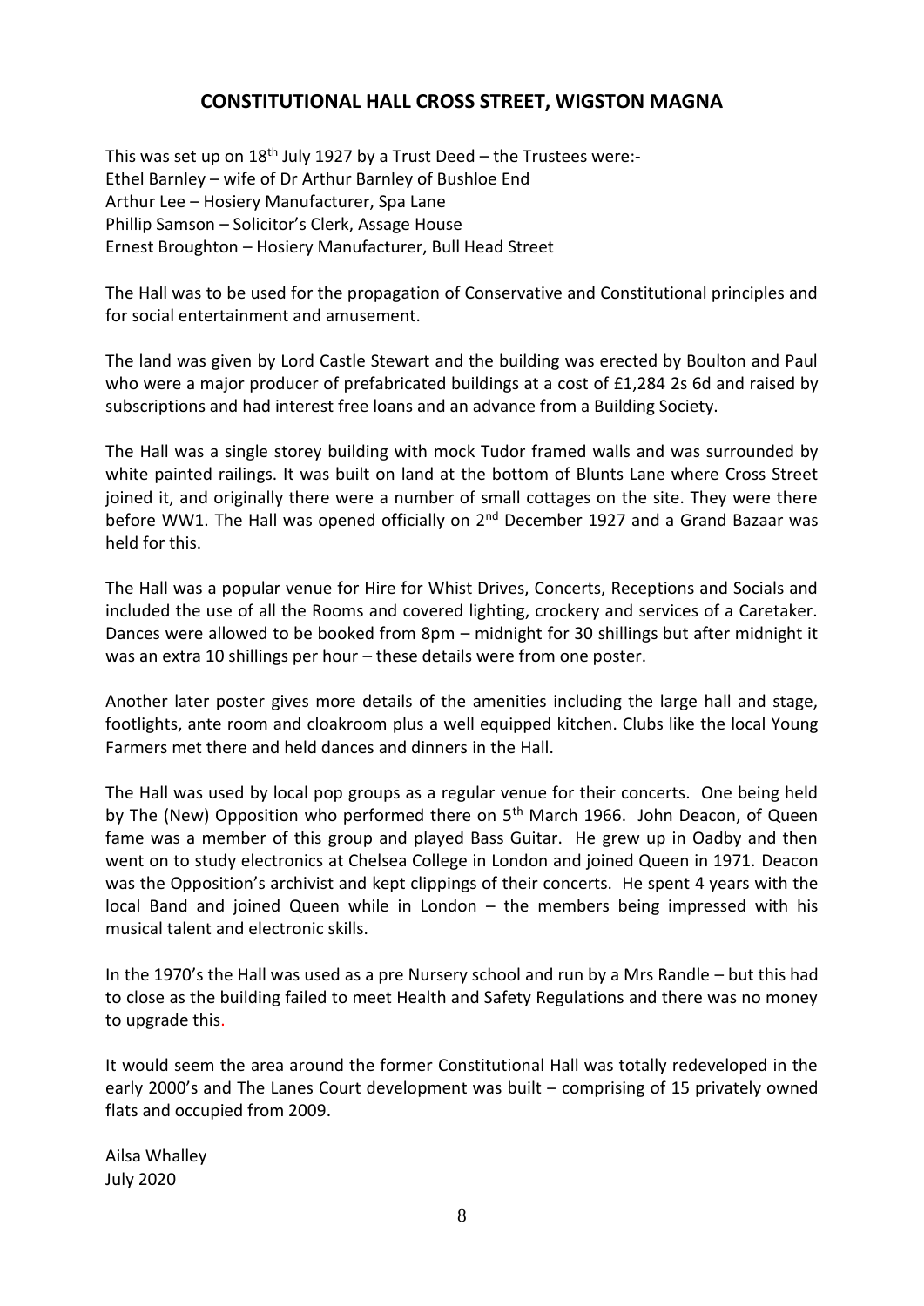## CONSTITUTIONAL HALL CROSS STREET, WIGSTON MAGNA

This was set up on 18th July 1927 by a Trust Deed – the Trustees were:-
Ethel Barnley – wife of Dr Arthur Barnley of Bushloe End
Arthur Lee – Hosiery Manufacturer, Spa Lane
Phillip Samson – Solicitor's Clerk, Assage House
Ernest Broughton – Hosiery Manufacturer, Bull Head Street

The Hall was to be used for the propagation of Conservative and Constitutional principles and for social entertainment and amusement.

The land was given by Lord Castle Stewart and the building was erected by Boulton and Paul who were a major producer of prefabricated buildings at a cost of £1,284 2s 6d and raised by subscriptions and had interest free loans and an advance from a Building Society.

The Hall was a single storey building with mock Tudor framed walls and was surrounded by white painted railings. It was built on land at the bottom of Blunts Lane where Cross Street joined it, and originally there were a number of small cottages on the site. They were there before WW1. The Hall was opened officially on 2nd December 1927 and a Grand Bazaar was held for this.

The Hall was a popular venue for Hire for Whist Drives, Concerts, Receptions and Socials and included the use of all the Rooms and covered lighting, crockery and services of a Caretaker. Dances were allowed to be booked from 8pm – midnight for 30 shillings but after midnight it was an extra 10 shillings per hour – these details were from one poster.

Another later poster gives more details of the amenities including the large hall and stage, footlights, ante room and cloakroom plus a well equipped kitchen. Clubs like the local Young Farmers met there and held dances and dinners in the Hall.

The Hall was used by local pop groups as a regular venue for their concerts. One being held by The (New) Opposition who performed there on 5th March 1966. John Deacon, of Queen fame was a member of this group and played Bass Guitar. He grew up in Oadby and then went on to study electronics at Chelsea College in London and joined Queen in 1971. Deacon was the Opposition's archivist and kept clippings of their concerts. He spent 4 years with the local Band and joined Queen while in London – the members being impressed with his musical talent and electronic skills.

In the 1970's the Hall was used as a pre Nursery school and run by a Mrs Randle – but this had to close as the building failed to meet Health and Safety Regulations and there was no money to upgrade this.

It would seem the area around the former Constitutional Hall was totally redeveloped in the early 2000's and The Lanes Court development was built – comprising of 15 privately owned flats and occupied from 2009.

Ailsa Whalley
July 2020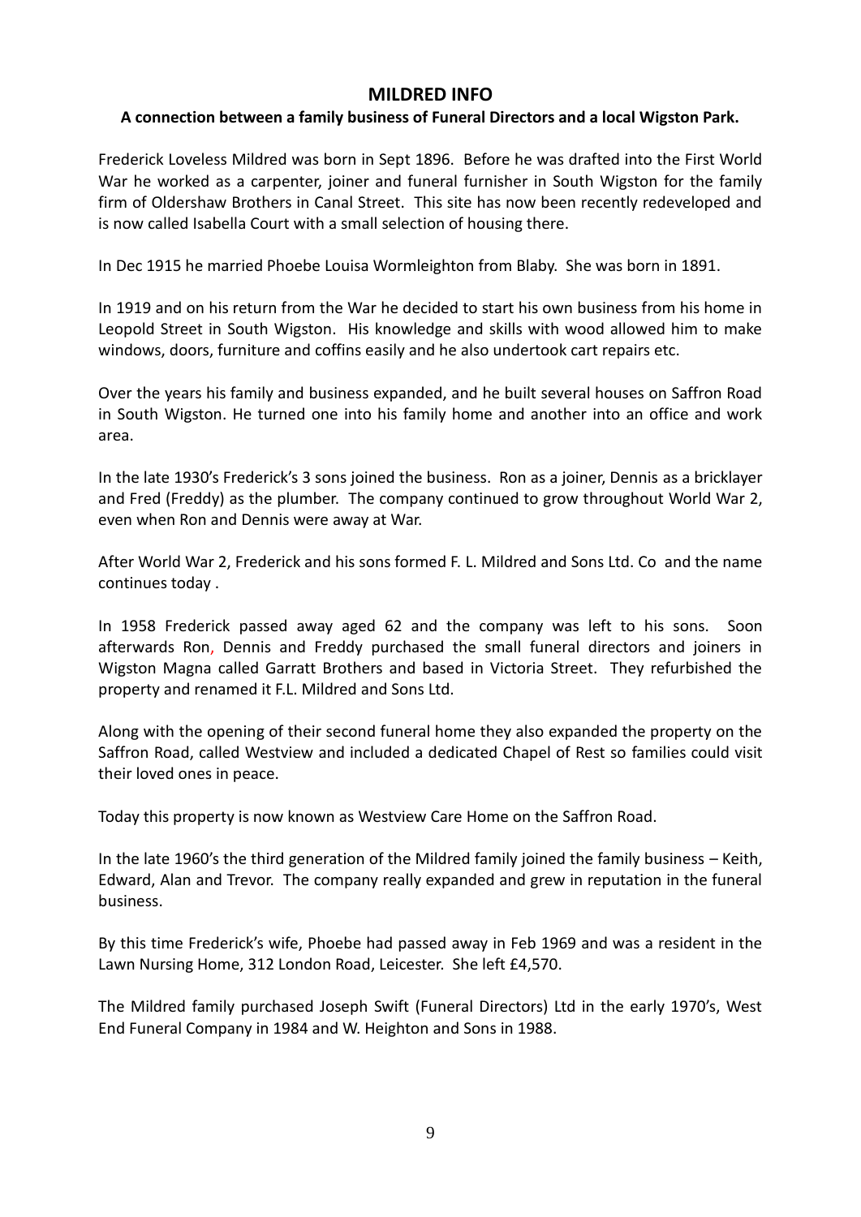## MILDRED INFO

**A connection between a family business of Funeral Directors and a local Wigston Park.**

Frederick Loveless Mildred was born in Sept 1896. Before he was drafted into the First World War he worked as a carpenter, joiner and funeral furnisher in South Wigston for the family firm of Oldershaw Brothers in Canal Street. This site has now been recently redeveloped and is now called Isabella Court with a small selection of housing there.

In Dec 1915 he married Phoebe Louisa Wormleighton from Blaby. She was born in 1891.

In 1919 and on his return from the War he decided to start his own business from his home in Leopold Street in South Wigston. His knowledge and skills with wood allowed him to make windows, doors, furniture and coffins easily and he also undertook cart repairs etc.

Over the years his family and business expanded, and he built several houses on Saffron Road in South Wigston. He turned one into his family home and another into an office and work area.

In the late 1930's Frederick's 3 sons joined the business. Ron as a joiner, Dennis as a bricklayer and Fred (Freddy) as the plumber. The company continued to grow throughout World War 2, even when Ron and Dennis were away at War.

After World War 2, Frederick and his sons formed F. L. Mildred and Sons Ltd. Co and the name continues today .

In 1958 Frederick passed away aged 62 and the company was left to his sons. Soon afterwards Ron, Dennis and Freddy purchased the small funeral directors and joiners in Wigston Magna called Garratt Brothers and based in Victoria Street. They refurbished the property and renamed it F.L. Mildred and Sons Ltd.

Along with the opening of their second funeral home they also expanded the property on the Saffron Road, called Westview and included a dedicated Chapel of Rest so families could visit their loved ones in peace.

Today this property is now known as Westview Care Home on the Saffron Road.

In the late 1960's the third generation of the Mildred family joined the family business – Keith, Edward, Alan and Trevor. The company really expanded and grew in reputation in the funeral business.

By this time Frederick's wife, Phoebe had passed away in Feb 1969 and was a resident in the Lawn Nursing Home, 312 London Road, Leicester. She left £4,570.

The Mildred family purchased Joseph Swift (Funeral Directors) Ltd in the early 1970's, West End Funeral Company in 1984 and W. Heighton and Sons in 1988.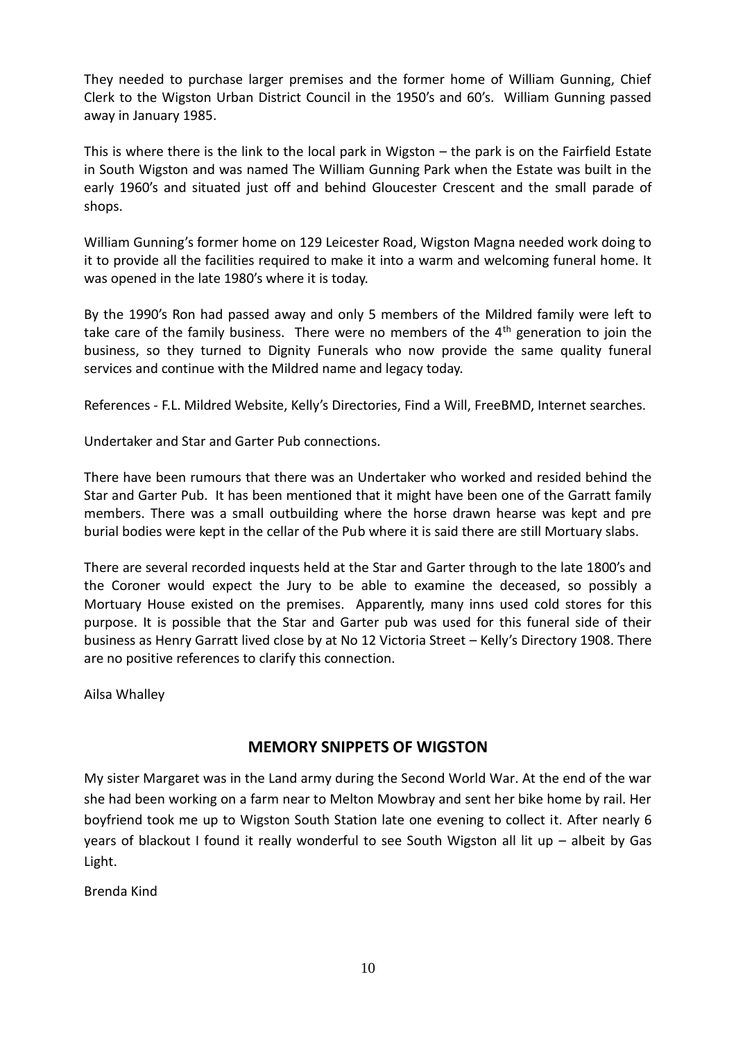They needed to purchase larger premises and the former home of William Gunning, Chief Clerk to the Wigston Urban District Council in the 1950's and 60's. William Gunning passed away in January 1985.

This is where there is the link to the local park in Wigston – the park is on the Fairfield Estate in South Wigston and was named The William Gunning Park when the Estate was built in the early 1960's and situated just off and behind Gloucester Crescent and the small parade of shops.

William Gunning's former home on 129 Leicester Road, Wigston Magna needed work doing to it to provide all the facilities required to make it into a warm and welcoming funeral home. It was opened in the late 1980's where it is today.

By the 1990's Ron had passed away and only 5 members of the Mildred family were left to take care of the family business. There were no members of the 4th generation to join the business, so they turned to Dignity Funerals who now provide the same quality funeral services and continue with the Mildred name and legacy today.

References - F.L. Mildred Website, Kelly's Directories, Find a Will, FreeBMD, Internet searches.

Undertaker and Star and Garter Pub connections.

There have been rumours that there was an Undertaker who worked and resided behind the Star and Garter Pub. It has been mentioned that it might have been one of the Garratt family members. There was a small outbuilding where the horse drawn hearse was kept and pre burial bodies were kept in the cellar of the Pub where it is said there are still Mortuary slabs.

There are several recorded inquests held at the Star and Garter through to the late 1800's and the Coroner would expect the Jury to be able to examine the deceased, so possibly a Mortuary House existed on the premises. Apparently, many inns used cold stores for this purpose. It is possible that the Star and Garter pub was used for this funeral side of their business as Henry Garratt lived close by at No 12 Victoria Street – Kelly's Directory 1908. There are no positive references to clarify this connection.

Ailsa Whalley

## MEMORY SNIPPETS OF WIGSTON

My sister Margaret was in the Land army during the Second World War. At the end of the war she had been working on a farm near to Melton Mowbray and sent her bike home by rail. Her boyfriend took me up to Wigston South Station late one evening to collect it. After nearly 6 years of blackout I found it really wonderful to see South Wigston all lit up – albeit by Gas Light.

Brenda Kind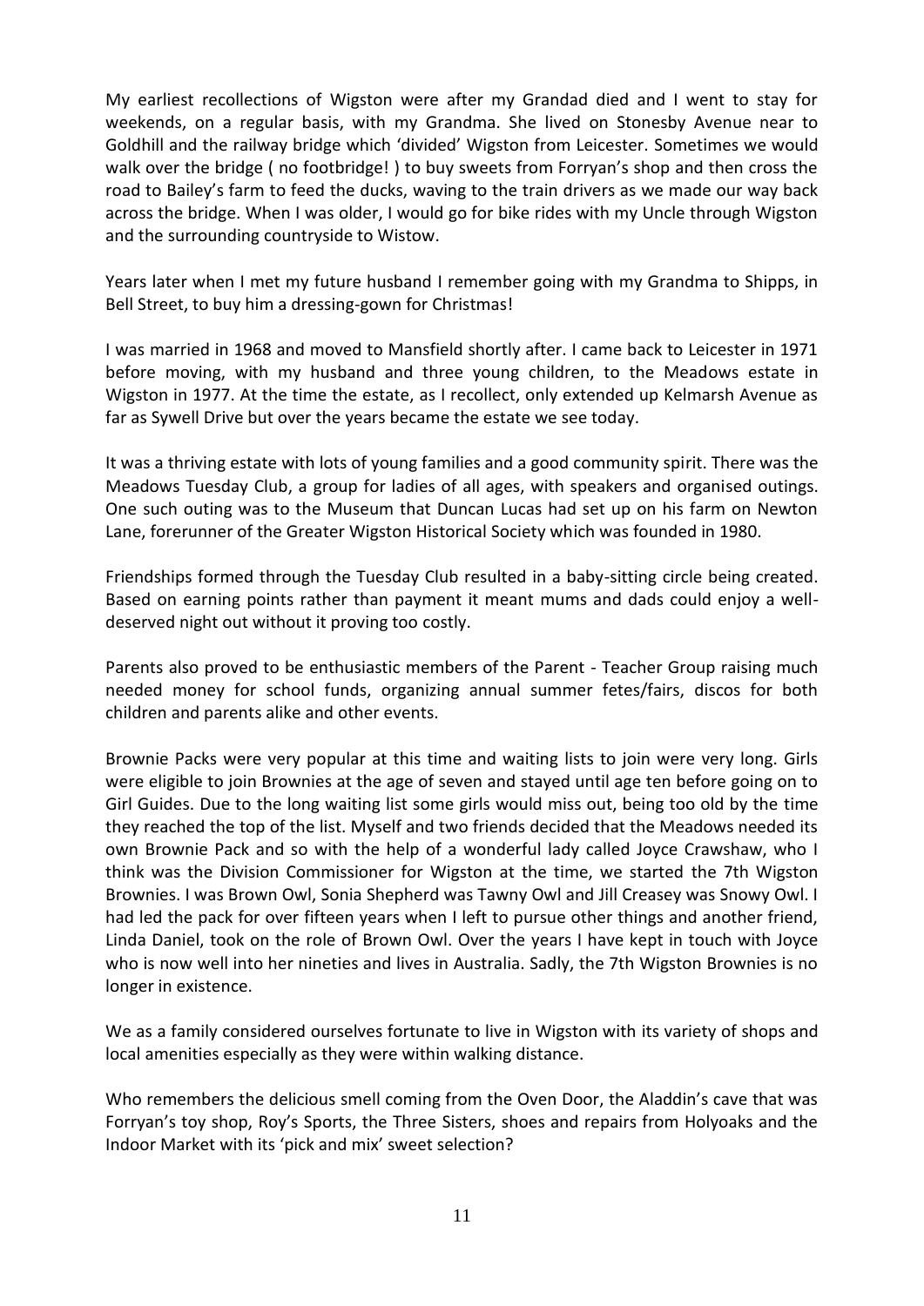My earliest recollections of Wigston were after my Grandad died and I went to stay for weekends, on a regular basis, with my Grandma. She lived on Stonesby Avenue near to Goldhill and the railway bridge which 'divided' Wigston from Leicester. Sometimes we would walk over the bridge ( no footbridge! ) to buy sweets from Forryan's shop and then cross the road to Bailey's farm to feed the ducks, waving to the train drivers as we made our way back across the bridge. When I was older, I would go for bike rides with my Uncle through Wigston and the surrounding countryside to Wistow.

Years later when I met my future husband I remember going with my Grandma to Shipps, in Bell Street, to buy him a dressing-gown for Christmas!

I was married in 1968 and moved to Mansfield shortly after. I came back to Leicester in 1971 before moving, with my husband and three young children, to the Meadows estate in Wigston in 1977. At the time the estate, as I recollect, only extended up Kelmarsh Avenue as far as Sywell Drive but over the years became the estate we see today.

It was a thriving estate with lots of young families and a good community spirit. There was the Meadows Tuesday Club, a group for ladies of all ages, with speakers and organised outings. One such outing was to the Museum that Duncan Lucas had set up on his farm on Newton Lane, forerunner of the Greater Wigston Historical Society which was founded in 1980.

Friendships formed through the Tuesday Club resulted in a baby-sitting circle being created. Based on earning points rather than payment it meant mums and dads could enjoy a well-deserved night out without it proving too costly.

Parents also proved to be enthusiastic members of the Parent - Teacher Group raising much needed money for school funds, organizing annual summer fetes/fairs, discos for both children and parents alike and other events.

Brownie Packs were very popular at this time and waiting lists to join were very long. Girls were eligible to join Brownies at the age of seven and stayed until age ten before going on to Girl Guides. Due to the long waiting list some girls would miss out, being too old by the time they reached the top of the list. Myself and two friends decided that the Meadows needed its own Brownie Pack and so with the help of a wonderful lady called Joyce Crawshaw, who I think was the Division Commissioner for Wigston at the time, we started the 7th Wigston Brownies. I was Brown Owl, Sonia Shepherd was Tawny Owl and Jill Creasey was Snowy Owl. I had led the pack for over fifteen years when I left to pursue other things and another friend, Linda Daniel, took on the role of Brown Owl. Over the years I have kept in touch with Joyce who is now well into her nineties and lives in Australia. Sadly, the 7th Wigston Brownies is no longer in existence.

We as a family considered ourselves fortunate to live in Wigston with its variety of shops and local amenities especially as they were within walking distance.

Who remembers the delicious smell coming from the Oven Door, the Aladdin's cave that was Forryan's toy shop, Roy's Sports, the Three Sisters, shoes and repairs from Holyoaks and the Indoor Market with its 'pick and mix' sweet selection?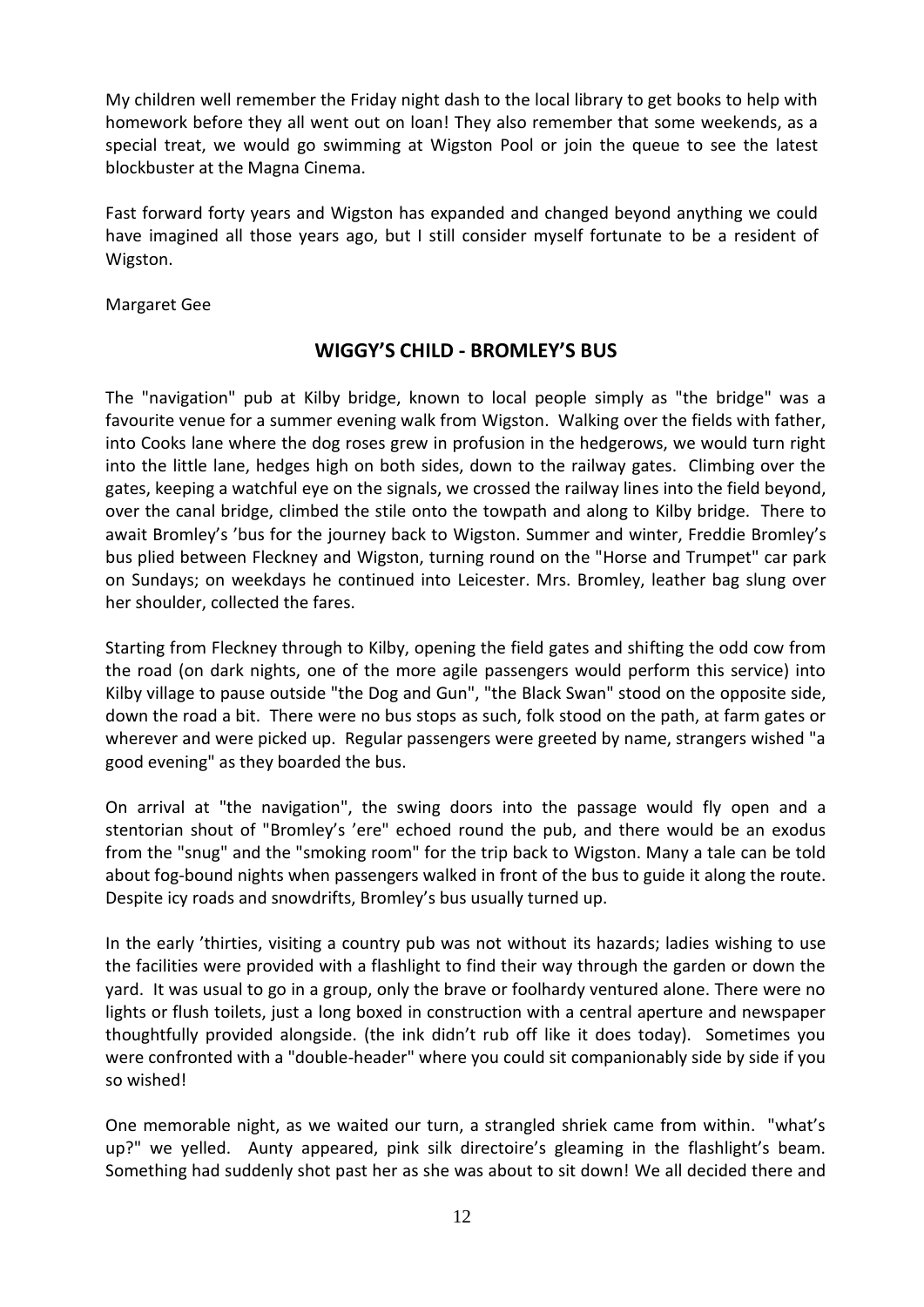My children well remember the Friday night dash to the local library to get books to help with homework before they all went out on loan! They also remember that some weekends, as a special treat, we would go swimming at Wigston Pool or join the queue to see the latest blockbuster at the Magna Cinema.

Fast forward forty years and Wigston has expanded and changed beyond anything we could have imagined all those years ago, but I still consider myself fortunate to be a resident of Wigston.

Margaret Gee

## WIGGY'S CHILD - BROMLEY'S BUS

The "navigation" pub at Kilby bridge, known to local people simply as "the bridge" was a favourite venue for a summer evening walk from Wigston. Walking over the fields with father, into Cooks lane where the dog roses grew in profusion in the hedgerows, we would turn right into the little lane, hedges high on both sides, down to the railway gates. Climbing over the gates, keeping a watchful eye on the signals, we crossed the railway lines into the field beyond, over the canal bridge, climbed the stile onto the towpath and along to Kilby bridge. There to await Bromley's 'bus for the journey back to Wigston. Summer and winter, Freddie Bromley's bus plied between Fleckney and Wigston, turning round on the "Horse and Trumpet" car park on Sundays; on weekdays he continued into Leicester. Mrs. Bromley, leather bag slung over her shoulder, collected the fares.

Starting from Fleckney through to Kilby, opening the field gates and shifting the odd cow from the road (on dark nights, one of the more agile passengers would perform this service) into Kilby village to pause outside "the Dog and Gun", "the Black Swan" stood on the opposite side, down the road a bit. There were no bus stops as such, folk stood on the path, at farm gates or wherever and were picked up. Regular passengers were greeted by name, strangers wished "a good evening" as they boarded the bus.

On arrival at "the navigation", the swing doors into the passage would fly open and a stentorian shout of "Bromley's 'ere" echoed round the pub, and there would be an exodus from the "snug" and the "smoking room" for the trip back to Wigston. Many a tale can be told about fog-bound nights when passengers walked in front of the bus to guide it along the route. Despite icy roads and snowdrifts, Bromley's bus usually turned up.

In the early 'thirties, visiting a country pub was not without its hazards; ladies wishing to use the facilities were provided with a flashlight to find their way through the garden or down the yard. It was usual to go in a group, only the brave or foolhardy ventured alone. There were no lights or flush toilets, just a long boxed in construction with a central aperture and newspaper thoughtfully provided alongside. (the ink didn't rub off like it does today). Sometimes you were confronted with a "double-header" where you could sit companionably side by side if you so wished!

One memorable night, as we waited our turn, a strangled shriek came from within. "what's up?" we yelled. Aunty appeared, pink silk directoire's gleaming in the flashlight's beam. Something had suddenly shot past her as she was about to sit down! We all decided there and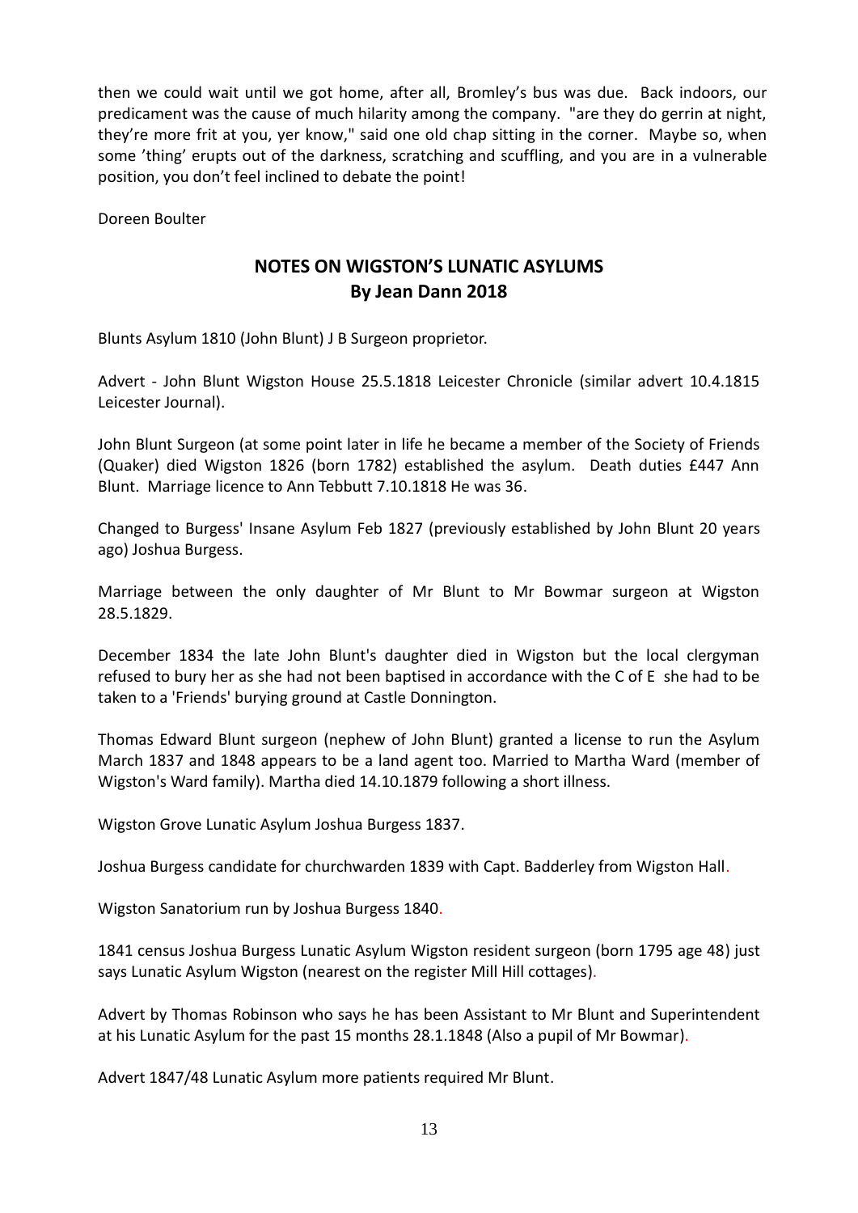then we could wait until we got home, after all, Bromley's bus was due. Back indoors, our predicament was the cause of much hilarity among the company. "are they do gerrin at night, they're more frit at you, yer know," said one old chap sitting in the corner. Maybe so, when some 'thing' erupts out of the darkness, scratching and scuffling, and you are in a vulnerable position, you don't feel inclined to debate the point!

Doreen Boulter

## NOTES ON WIGSTON'S LUNATIC ASYLUMS
## By Jean Dann 2018

Blunts Asylum 1810 (John Blunt) J B Surgeon proprietor.

Advert - John Blunt Wigston House 25.5.1818 Leicester Chronicle (similar advert 10.4.1815 Leicester Journal).

John Blunt Surgeon (at some point later in life he became a member of the Society of Friends (Quaker) died Wigston 1826 (born 1782) established the asylum. Death duties £447 Ann Blunt. Marriage licence to Ann Tebbutt 7.10.1818 He was 36.

Changed to Burgess' Insane Asylum Feb 1827 (previously established by John Blunt 20 years ago) Joshua Burgess.

Marriage between the only daughter of Mr Blunt to Mr Bowmar surgeon at Wigston 28.5.1829.

December 1834 the late John Blunt's daughter died in Wigston but the local clergyman refused to bury her as she had not been baptised in accordance with the C of E she had to be taken to a 'Friends' burying ground at Castle Donnington.

Thomas Edward Blunt surgeon (nephew of John Blunt) granted a license to run the Asylum March 1837 and 1848 appears to be a land agent too. Married to Martha Ward (member of Wigston's Ward family). Martha died 14.10.1879 following a short illness.

Wigston Grove Lunatic Asylum Joshua Burgess 1837.

Joshua Burgess candidate for churchwarden 1839 with Capt. Badderley from Wigston Hall.

Wigston Sanatorium run by Joshua Burgess 1840.

1841 census Joshua Burgess Lunatic Asylum Wigston resident surgeon (born 1795 age 48) just says Lunatic Asylum Wigston (nearest on the register Mill Hill cottages).

Advert by Thomas Robinson who says he has been Assistant to Mr Blunt and Superintendent at his Lunatic Asylum for the past 15 months 28.1.1848 (Also a pupil of Mr Bowmar).

Advert 1847/48 Lunatic Asylum more patients required Mr Blunt.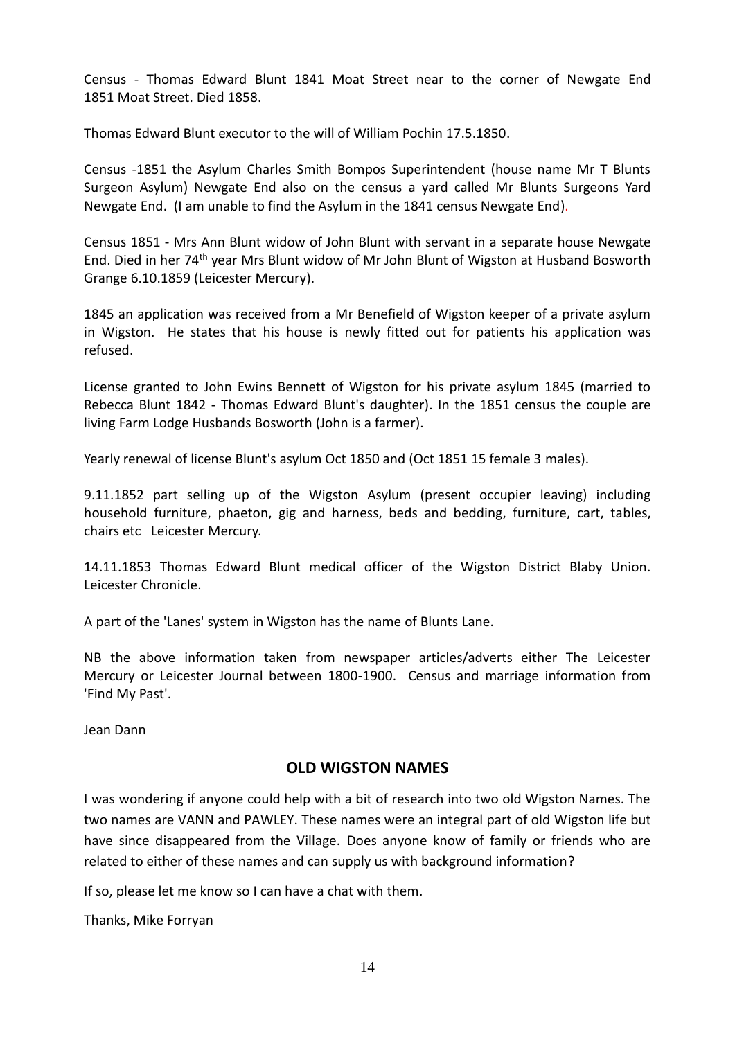Census - Thomas Edward Blunt 1841 Moat Street near to the corner of Newgate End 1851 Moat Street. Died 1858.

Thomas Edward Blunt executor to the will of William Pochin 17.5.1850.

Census -1851 the Asylum Charles Smith Bompos Superintendent (house name Mr T Blunts Surgeon Asylum) Newgate End also on the census a yard called Mr Blunts Surgeons Yard Newgate End. (I am unable to find the Asylum in the 1841 census Newgate End).

Census 1851 - Mrs Ann Blunt widow of John Blunt with servant in a separate house Newgate End. Died in her 74th year Mrs Blunt widow of Mr John Blunt of Wigston at Husband Bosworth Grange 6.10.1859 (Leicester Mercury).

1845 an application was received from a Mr Benefield of Wigston keeper of a private asylum in Wigston. He states that his house is newly fitted out for patients his application was refused.

License granted to John Ewins Bennett of Wigston for his private asylum 1845 (married to Rebecca Blunt 1842 - Thomas Edward Blunt's daughter). In the 1851 census the couple are living Farm Lodge Husbands Bosworth (John is a farmer).

Yearly renewal of license Blunt's asylum Oct 1850 and (Oct 1851 15 female 3 males).

9.11.1852 part selling up of the Wigston Asylum (present occupier leaving) including household furniture, phaeton, gig and harness, beds and bedding, furniture, cart, tables, chairs etc Leicester Mercury.

14.11.1853 Thomas Edward Blunt medical officer of the Wigston District Blaby Union. Leicester Chronicle.

A part of the 'Lanes' system in Wigston has the name of Blunts Lane.

NB the above information taken from newspaper articles/adverts either The Leicester Mercury or Leicester Journal between 1800-1900. Census and marriage information from 'Find My Past'.

Jean Dann

## OLD WIGSTON NAMES

I was wondering if anyone could help with a bit of research into two old Wigston Names. The two names are VANN and PAWLEY. These names were an integral part of old Wigston life but have since disappeared from the Village. Does anyone know of family or friends who are related to either of these names and can supply us with background information?

If so, please let me know so I can have a chat with them.

Thanks, Mike Forryan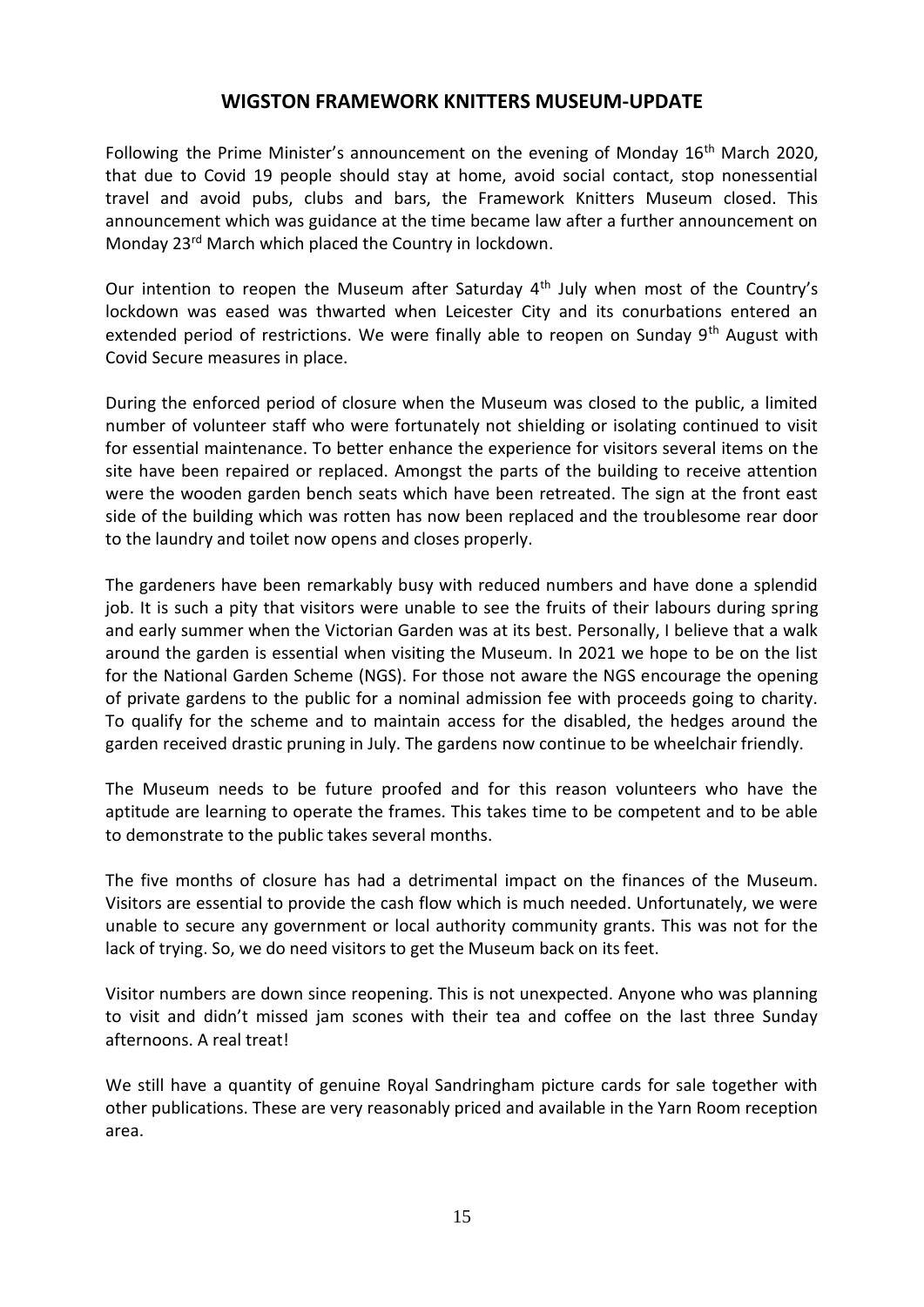## WIGSTON FRAMEWORK KNITTERS MUSEUM-UPDATE

Following the Prime Minister's announcement on the evening of Monday 16th March 2020, that due to Covid 19 people should stay at home, avoid social contact, stop nonessential travel and avoid pubs, clubs and bars, the Framework Knitters Museum closed. This announcement which was guidance at the time became law after a further announcement on Monday 23rd March which placed the Country in lockdown.

Our intention to reopen the Museum after Saturday 4th July when most of the Country's lockdown was eased was thwarted when Leicester City and its conurbations entered an extended period of restrictions. We were finally able to reopen on Sunday 9th August with Covid Secure measures in place.

During the enforced period of closure when the Museum was closed to the public, a limited number of volunteer staff who were fortunately not shielding or isolating continued to visit for essential maintenance. To better enhance the experience for visitors several items on the site have been repaired or replaced. Amongst the parts of the building to receive attention were the wooden garden bench seats which have been retreated. The sign at the front east side of the building which was rotten has now been replaced and the troublesome rear door to the laundry and toilet now opens and closes properly.

The gardeners have been remarkably busy with reduced numbers and have done a splendid job. It is such a pity that visitors were unable to see the fruits of their labours during spring and early summer when the Victorian Garden was at its best. Personally, I believe that a walk around the garden is essential when visiting the Museum. In 2021 we hope to be on the list for the National Garden Scheme (NGS). For those not aware the NGS encourage the opening of private gardens to the public for a nominal admission fee with proceeds going to charity. To qualify for the scheme and to maintain access for the disabled, the hedges around the garden received drastic pruning in July. The gardens now continue to be wheelchair friendly.

The Museum needs to be future proofed and for this reason volunteers who have the aptitude are learning to operate the frames. This takes time to be competent and to be able to demonstrate to the public takes several months.

The five months of closure has had a detrimental impact on the finances of the Museum. Visitors are essential to provide the cash flow which is much needed. Unfortunately, we were unable to secure any government or local authority community grants. This was not for the lack of trying. So, we do need visitors to get the Museum back on its feet.

Visitor numbers are down since reopening. This is not unexpected. Anyone who was planning to visit and didn't missed jam scones with their tea and coffee on the last three Sunday afternoons. A real treat!

We still have a quantity of genuine Royal Sandringham picture cards for sale together with other publications. These are very reasonably priced and available in the Yarn Room reception area.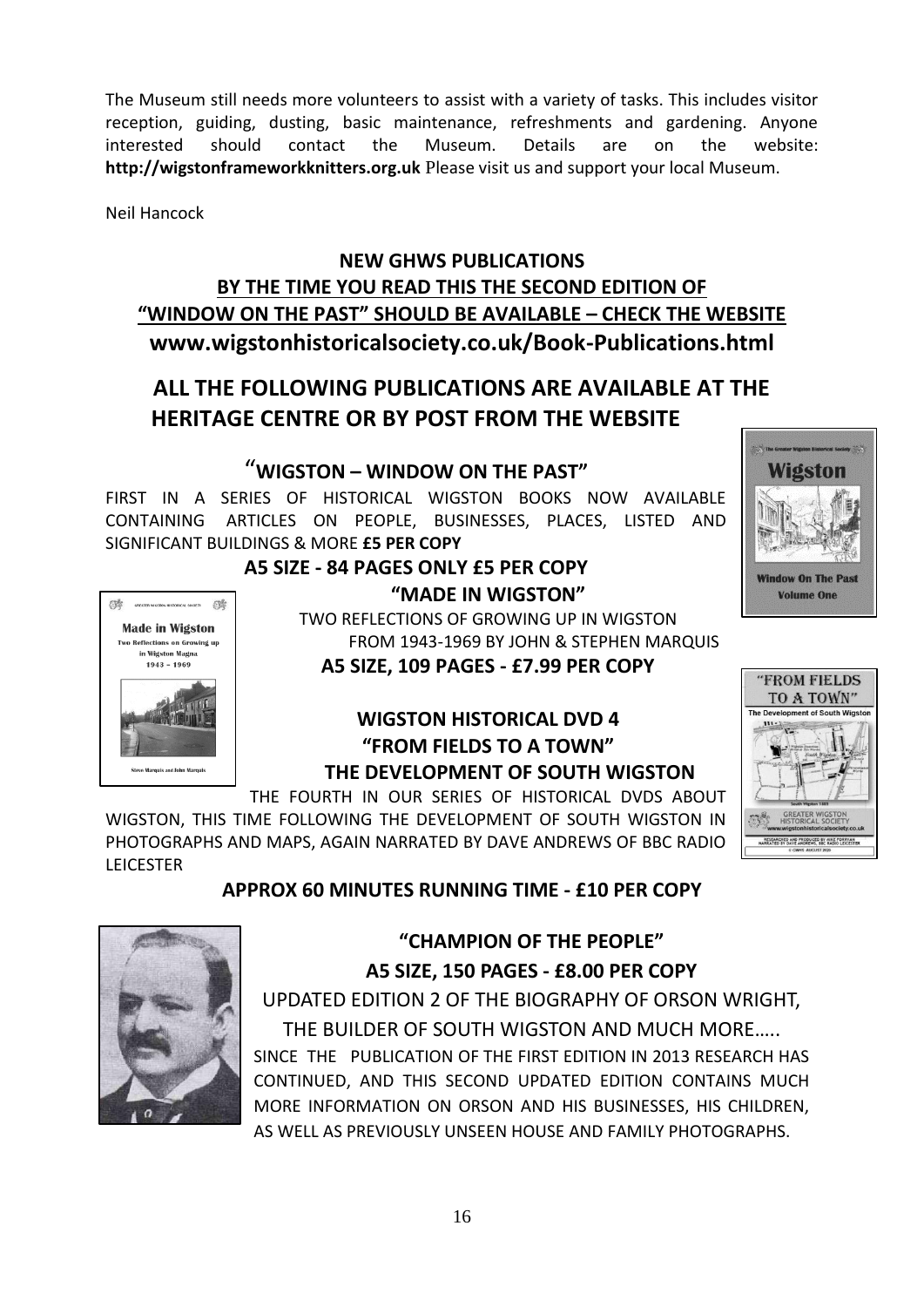The Museum still needs more volunteers to assist with a variety of tasks. This includes visitor reception, guiding, dusting, basic maintenance, refreshments and gardening. Anyone interested should contact the Museum. Details are on the website: **http://wigstonframeworkknitters.org.uk** Please visit us and support your local Museum.

Neil Hancock

## NEW GHWS PUBLICATIONS

## BY THE TIME YOU READ THIS THE SECOND EDITION OF "WINDOW ON THE PAST" SHOULD BE AVAILABLE – CHECK THE WEBSITE

## www.wigstonhistoricalsociety.co.uk/Book-Publications.html

## ALL THE FOLLOWING PUBLICATIONS ARE AVAILABLE AT THE HERITAGE CENTRE OR BY POST FROM THE WEBSITE

### "WIGSTON – WINDOW ON THE PAST"

FIRST IN A SERIES OF HISTORICAL WIGSTON BOOKS NOW AVAILABLE CONTAINING ARTICLES ON PEOPLE, BUSINESSES, PLACES, LISTED AND SIGNIFICANT BUILDINGS & MORE **£5 PER COPY**

**A5 SIZE - 84 PAGES ONLY £5 PER COPY**

### "MADE IN WIGSTON"

TWO REFLECTIONS OF GROWING UP IN WIGSTON FROM 1943-1969 BY JOHN & STEPHEN MARQUIS

**A5 SIZE, 109 PAGES - £7.99 PER COPY**

### WIGSTON HISTORICAL DVD 4 "FROM FIELDS TO A TOWN" THE DEVELOPMENT OF SOUTH WIGSTON

THE FOURTH IN OUR SERIES OF HISTORICAL DVDS ABOUT WIGSTON, THIS TIME FOLLOWING THE DEVELOPMENT OF SOUTH WIGSTON IN PHOTOGRAPHS AND MAPS, AGAIN NARRATED BY DAVE ANDREWS OF BBC RADIO LEICESTER

**APPROX 60 MINUTES RUNNING TIME - £10 PER COPY**

### "CHAMPION OF THE PEOPLE"

**A5 SIZE, 150 PAGES - £8.00 PER COPY**

UPDATED EDITION 2 OF THE BIOGRAPHY OF ORSON WRIGHT, THE BUILDER OF SOUTH WIGSTON AND MUCH MORE…..

SINCE THE PUBLICATION OF THE FIRST EDITION IN 2013 RESEARCH HAS CONTINUED, AND THIS SECOND UPDATED EDITION CONTAINS MUCH MORE INFORMATION ON ORSON AND HIS BUSINESSES, HIS CHILDREN, AS WELL AS PREVIOUSLY UNSEEN HOUSE AND FAMILY PHOTOGRAPHS.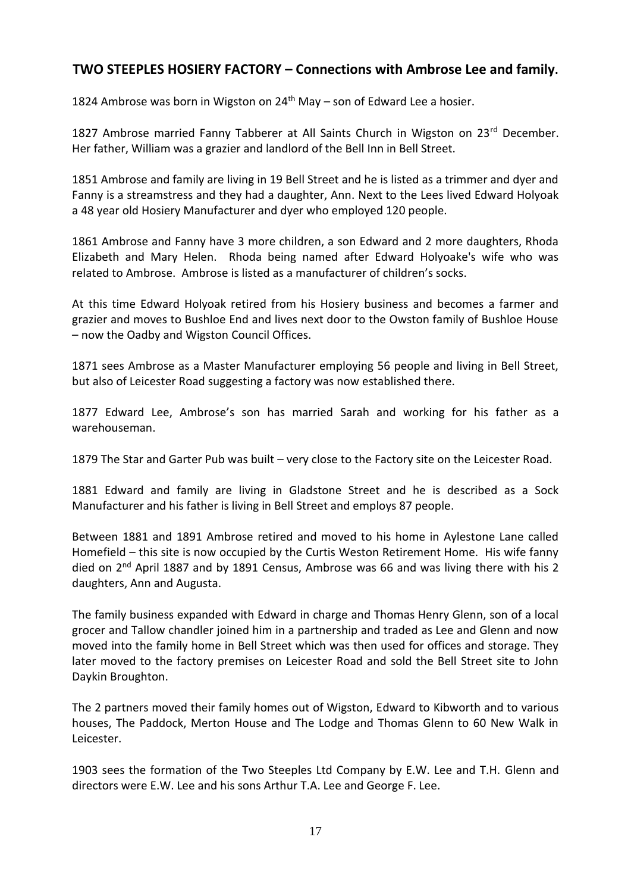## TWO STEEPLES HOSIERY FACTORY – Connections with Ambrose Lee and family.

1824 Ambrose was born in Wigston on 24th May – son of Edward Lee a hosier.

1827 Ambrose married Fanny Tabberer at All Saints Church in Wigston on 23rd December. Her father, William was a grazier and landlord of the Bell Inn in Bell Street.

1851 Ambrose and family are living in 19 Bell Street and he is listed as a trimmer and dyer and Fanny is a streamstress and they had a daughter, Ann. Next to the Lees lived Edward Holyoak a 48 year old Hosiery Manufacturer and dyer who employed 120 people.

1861 Ambrose and Fanny have 3 more children, a son Edward and 2 more daughters, Rhoda Elizabeth and Mary Helen. Rhoda being named after Edward Holyoake's wife who was related to Ambrose. Ambrose is listed as a manufacturer of children's socks.

At this time Edward Holyoak retired from his Hosiery business and becomes a farmer and grazier and moves to Bushloe End and lives next door to the Owston family of Bushloe House – now the Oadby and Wigston Council Offices.

1871 sees Ambrose as a Master Manufacturer employing 56 people and living in Bell Street, but also of Leicester Road suggesting a factory was now established there.

1877 Edward Lee, Ambrose's son has married Sarah and working for his father as a warehouseman.

1879 The Star and Garter Pub was built – very close to the Factory site on the Leicester Road.

1881 Edward and family are living in Gladstone Street and he is described as a Sock Manufacturer and his father is living in Bell Street and employs 87 people.

Between 1881 and 1891 Ambrose retired and moved to his home in Aylestone Lane called Homefield – this site is now occupied by the Curtis Weston Retirement Home. His wife fanny died on 2nd April 1887 and by 1891 Census, Ambrose was 66 and was living there with his 2 daughters, Ann and Augusta.

The family business expanded with Edward in charge and Thomas Henry Glenn, son of a local grocer and Tallow chandler joined him in a partnership and traded as Lee and Glenn and now moved into the family home in Bell Street which was then used for offices and storage. They later moved to the factory premises on Leicester Road and sold the Bell Street site to John Daykin Broughton.

The 2 partners moved their family homes out of Wigston, Edward to Kibworth and to various houses, The Paddock, Merton House and The Lodge and Thomas Glenn to 60 New Walk in Leicester.

1903 sees the formation of the Two Steeples Ltd Company by E.W. Lee and T.H. Glenn and directors were E.W. Lee and his sons Arthur T.A. Lee and George F. Lee.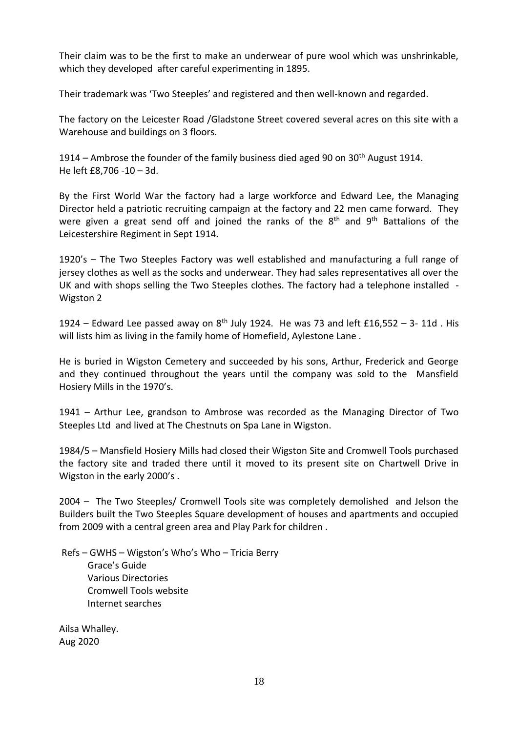Their claim was to be the first to make an underwear of pure wool which was unshrinkable, which they developed after careful experimenting in 1895.

Their trademark was 'Two Steeples' and registered and then well-known and regarded.

The factory on the Leicester Road /Gladstone Street covered several acres on this site with a Warehouse and buildings on 3 floors.

1914 – Ambrose the founder of the family business died aged 90 on 30th August 1914.
He left £8,706 -10 – 3d.

By the First World War the factory had a large workforce and Edward Lee, the Managing Director held a patriotic recruiting campaign at the factory and 22 men came forward. They were given a great send off and joined the ranks of the 8th and 9th Battalions of the Leicestershire Regiment in Sept 1914.

1920's – The Two Steeples Factory was well established and manufacturing a full range of jersey clothes as well as the socks and underwear. They had sales representatives all over the UK and with shops selling the Two Steeples clothes. The factory had a telephone installed - Wigston 2

1924 – Edward Lee passed away on 8th July 1924. He was 73 and left £16,552 – 3- 11d . His will lists him as living in the family home of Homefield, Aylestone Lane .

He is buried in Wigston Cemetery and succeeded by his sons, Arthur, Frederick and George and they continued throughout the years until the company was sold to the Mansfield Hosiery Mills in the 1970's.

1941 – Arthur Lee, grandson to Ambrose was recorded as the Managing Director of Two Steeples Ltd and lived at The Chestnuts on Spa Lane in Wigston.

1984/5 – Mansfield Hosiery Mills had closed their Wigston Site and Cromwell Tools purchased the factory site and traded there until it moved to its present site on Chartwell Drive in Wigston in the early 2000's .

2004 – The Two Steeples/ Cromwell Tools site was completely demolished and Jelson the Builders built the Two Steeples Square development of houses and apartments and occupied from 2009 with a central green area and Play Park for children .

Refs – GWHS – Wigston's Who's Who – Tricia Berry
Grace's Guide
Various Directories
Cromwell Tools website
Internet searches

Ailsa Whalley.
Aug 2020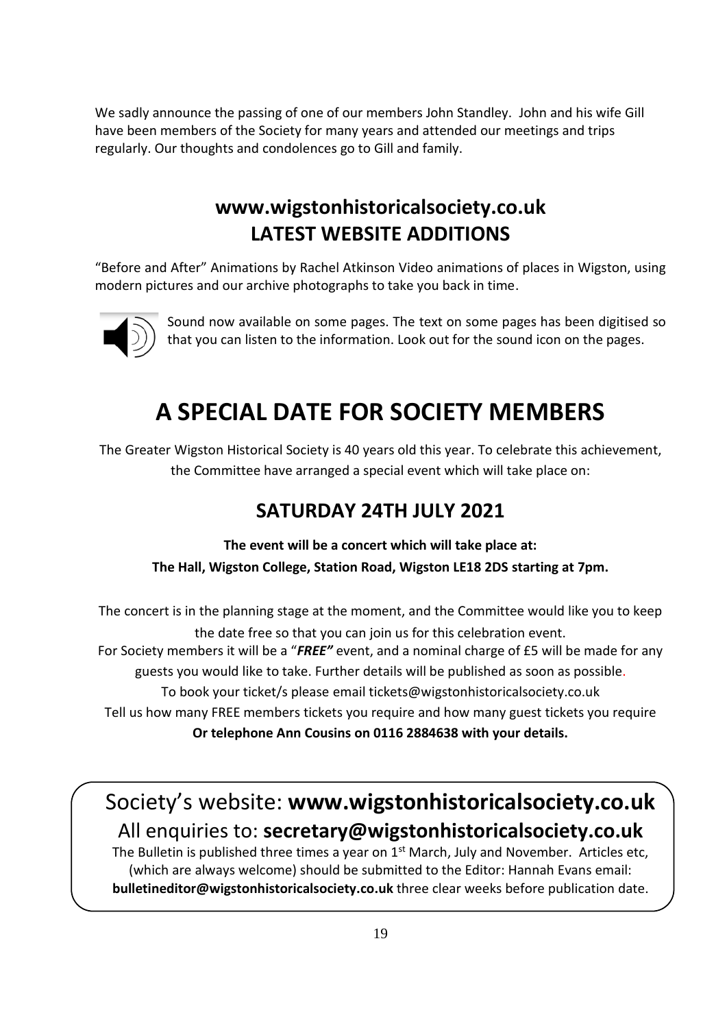We sadly announce the passing of one of our members John Standley. John and his wife Gill have been members of the Society for many years and attended our meetings and trips regularly. Our thoughts and condolences go to Gill and family.

## www.wigstonhistoricalsociety.co.uk
## LATEST WEBSITE ADDITIONS

"Before and After" Animations by Rachel Atkinson Video animations of places in Wigston, using modern pictures and our archive photographs to take you back in time.

Sound now available on some pages. The text on some pages has been digitised so that you can listen to the information. Look out for the sound icon on the pages.

# A SPECIAL DATE FOR SOCIETY MEMBERS

The Greater Wigston Historical Society is 40 years old this year. To celebrate this achievement, the Committee have arranged a special event which will take place on:

## SATURDAY 24TH JULY 2021

**The event will be a concert which will take place at:**
**The Hall, Wigston College, Station Road, Wigston LE18 2DS starting at 7pm.**

The concert is in the planning stage at the moment, and the Committee would like you to keep the date free so that you can join us for this celebration event.
For Society members it will be a "***FREE***" event, and a nominal charge of £5 will be made for any guests you would like to take. Further details will be published as soon as possible.
To book your ticket/s please email tickets@wigstonhistoricalsociety.co.uk
Tell us how many FREE members tickets you require and how many guest tickets you require
**Or telephone Ann Cousins on 0116 2884638 with your details.**

Society's website: **www.wigstonhistoricalsociety.co.uk**
All enquiries to: **secretary@wigstonhistoricalsociety.co.uk**
The Bulletin is published three times a year on 1st March, July and November. Articles etc, (which are always welcome) should be submitted to the Editor: Hannah Evans email: **bulletineditor@wigstonhistoricalsociety.co.uk** three clear weeks before publication date.